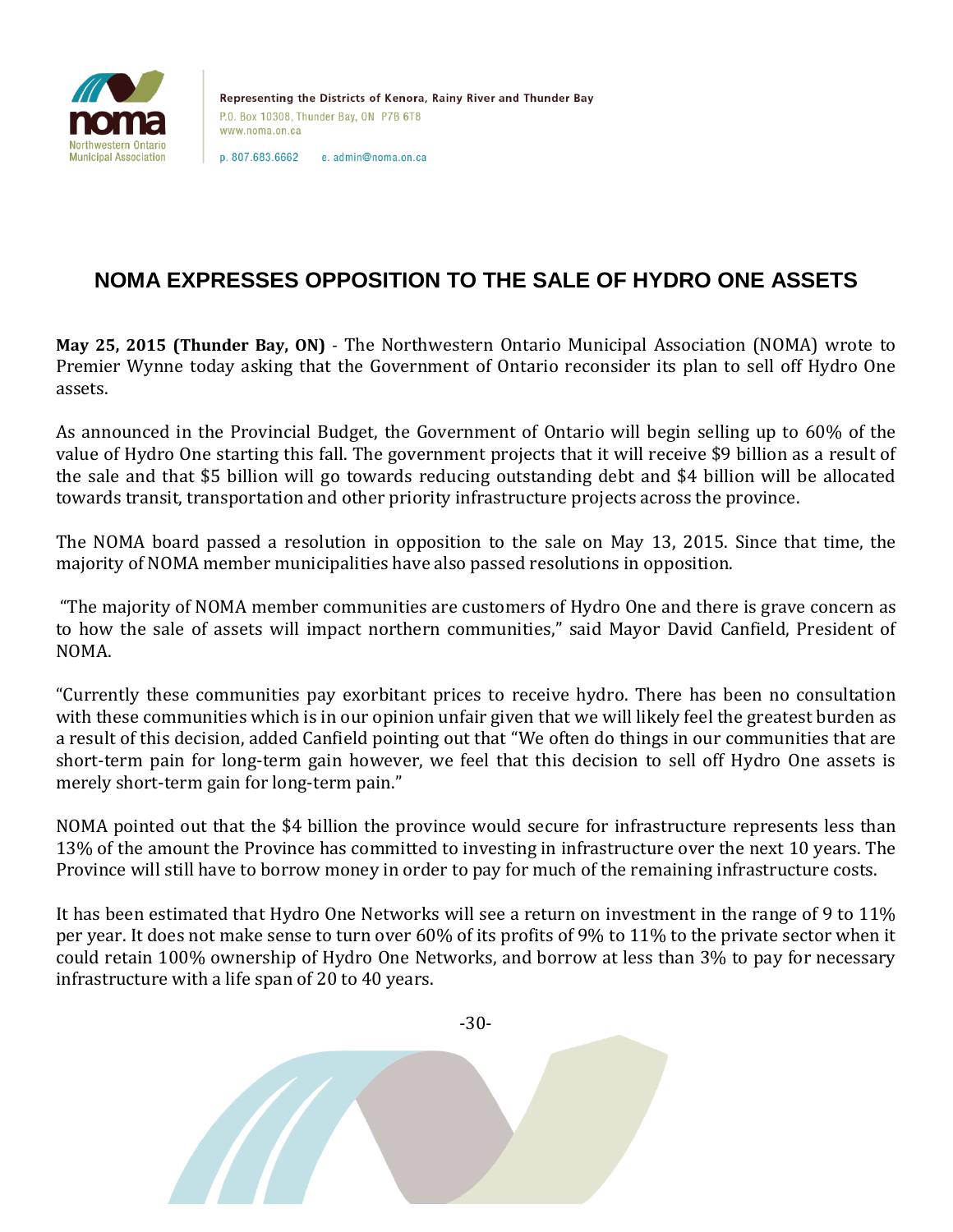Representing the Districts of Kenora, Rainy River and Thunder Bay
P.O. Box 10308, Thunder Bay, ON P7B 6T8
www.noma.on.ca

p. 807.683.6662 e. admin@noma.on.ca

# NOMA EXPRESSES OPPOSITION TO THE SALE OF HYDRO ONE ASSETS

**May 25, 2015 (Thunder Bay, ON)** - The Northwestern Ontario Municipal Association (NOMA) wrote to Premier Wynne today asking that the Government of Ontario reconsider its plan to sell off Hydro One assets.

As announced in the Provincial Budget, the Government of Ontario will begin selling up to 60% of the value of Hydro One starting this fall. The government projects that it will receive $9 billion as a result of the sale and that $5 billion will go towards reducing outstanding debt and $4 billion will be allocated towards transit, transportation and other priority infrastructure projects across the province.

The NOMA board passed a resolution in opposition to the sale on May 13, 2015. Since that time, the majority of NOMA member municipalities have also passed resolutions in opposition.

"The majority of NOMA member communities are customers of Hydro One and there is grave concern as to how the sale of assets will impact northern communities," said Mayor David Canfield, President of NOMA.

"Currently these communities pay exorbitant prices to receive hydro. There has been no consultation with these communities which is in our opinion unfair given that we will likely feel the greatest burden as a result of this decision, added Canfield pointing out that "We often do things in our communities that are short-term pain for long-term gain however, we feel that this decision to sell off Hydro One assets is merely short-term gain for long-term pain."

NOMA pointed out that the $4 billion the province would secure for infrastructure represents less than 13% of the amount the Province has committed to investing in infrastructure over the next 10 years. The Province will still have to borrow money in order to pay for much of the remaining infrastructure costs.

It has been estimated that Hydro One Networks will see a return on investment in the range of 9 to 11% per year. It does not make sense to turn over 60% of its profits of 9% to 11% to the private sector when it could retain 100% ownership of Hydro One Networks, and borrow at less than 3% to pay for necessary infrastructure with a life span of 20 to 40 years.

-30-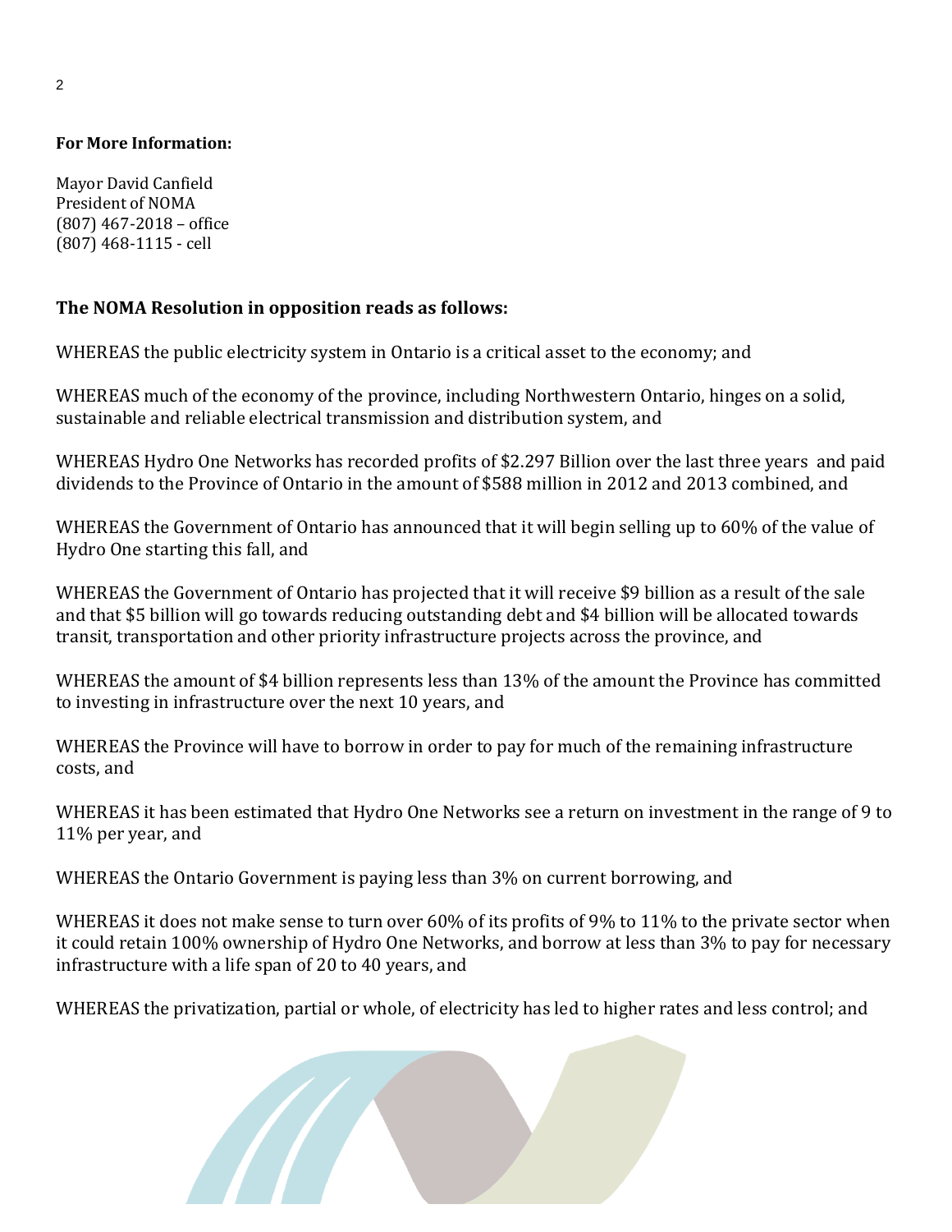**For More Information:**

Mayor David Canfield
President of NOMA
(807) 467-2018 – office
(807) 468-1115 - cell

**The NOMA Resolution in opposition reads as follows:**

WHEREAS the public electricity system in Ontario is a critical asset to the economy; and

WHEREAS much of the economy of the province, including Northwestern Ontario, hinges on a solid, sustainable and reliable electrical transmission and distribution system, and

WHEREAS Hydro One Networks has recorded profits of $2.297 Billion over the last three years and paid dividends to the Province of Ontario in the amount of $588 million in 2012 and 2013 combined, and

WHEREAS the Government of Ontario has announced that it will begin selling up to 60% of the value of Hydro One starting this fall, and

WHEREAS the Government of Ontario has projected that it will receive $9 billion as a result of the sale and that $5 billion will go towards reducing outstanding debt and $4 billion will be allocated towards transit, transportation and other priority infrastructure projects across the province, and

WHEREAS the amount of $4 billion represents less than 13% of the amount the Province has committed to investing in infrastructure over the next 10 years, and

WHEREAS the Province will have to borrow in order to pay for much of the remaining infrastructure costs, and

WHEREAS it has been estimated that Hydro One Networks see a return on investment in the range of 9 to 11% per year, and

WHEREAS the Ontario Government is paying less than 3% on current borrowing, and

WHEREAS it does not make sense to turn over 60% of its profits of 9% to 11% to the private sector when it could retain 100% ownership of Hydro One Networks, and borrow at less than 3% to pay for necessary infrastructure with a life span of 20 to 40 years, and

WHEREAS the privatization, partial or whole, of electricity has led to higher rates and less control; and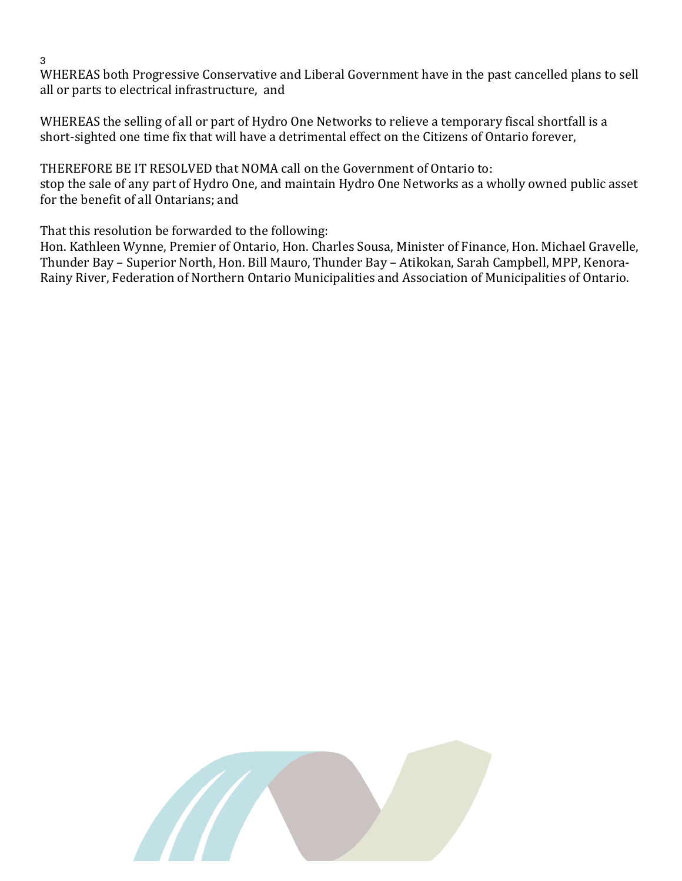WHEREAS both Progressive Conservative and Liberal Government have in the past cancelled plans to sell all or parts to electrical infrastructure, and

WHEREAS the selling of all or part of Hydro One Networks to relieve a temporary fiscal shortfall is a short-sighted one time fix that will have a detrimental effect on the Citizens of Ontario forever,

THEREFORE BE IT RESOLVED that NOMA call on the Government of Ontario to:
stop the sale of any part of Hydro One, and maintain Hydro One Networks as a wholly owned public asset for the benefit of all Ontarians; and

That this resolution be forwarded to the following:
Hon. Kathleen Wynne, Premier of Ontario, Hon. Charles Sousa, Minister of Finance, Hon. Michael Gravelle, Thunder Bay – Superior North, Hon. Bill Mauro, Thunder Bay – Atikokan, Sarah Campbell, MPP, Kenora-Rainy River, Federation of Northern Ontario Municipalities and Association of Municipalities of Ontario.